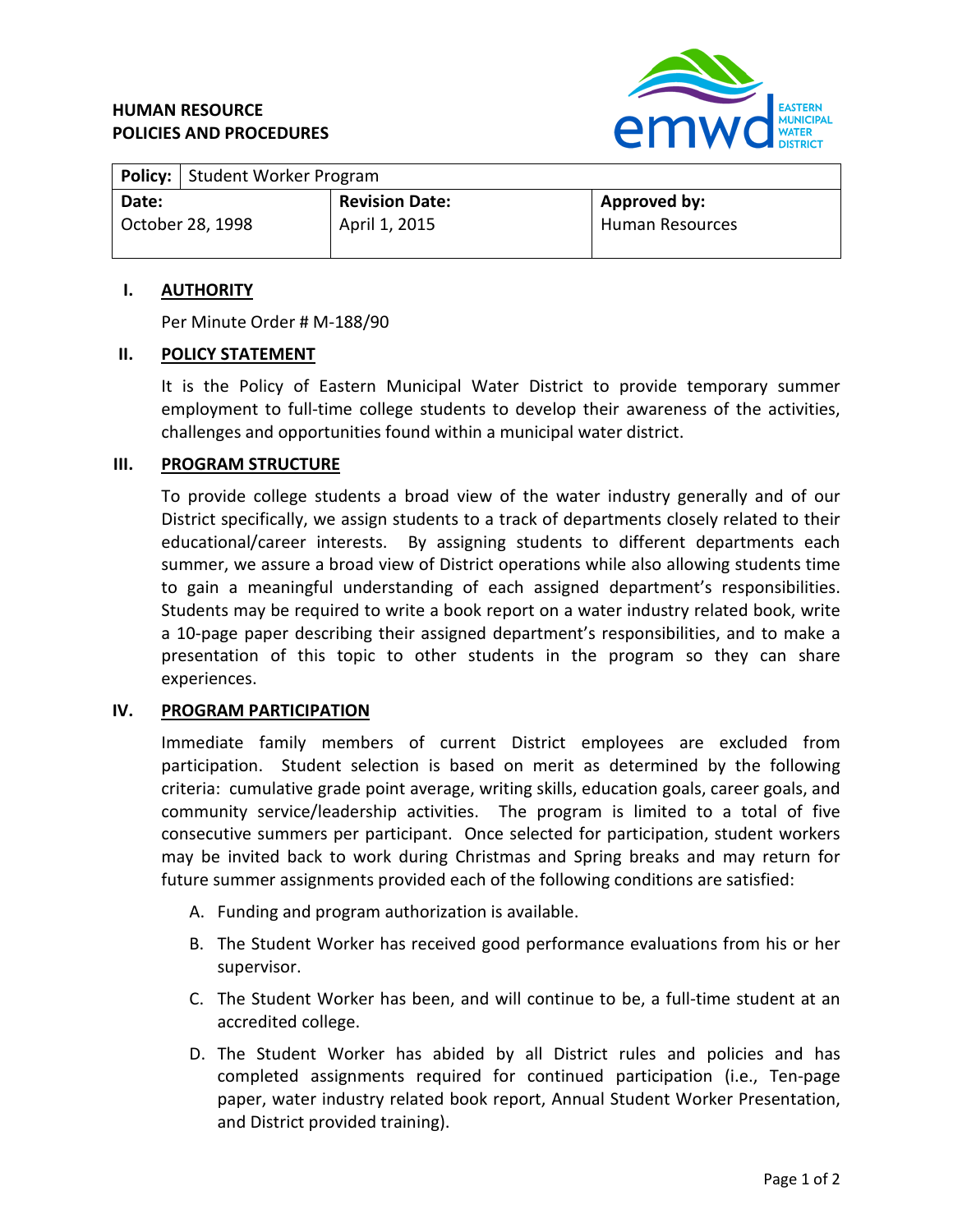**HUMAN RESOURCE**
**POLICIES AND PROCEDURES**

EASTERN MUNICIPAL WATER DISTRICT

| **Policy:** Student Worker Program | | |
|---|---|---|
| **Date:** October 28, 1998 | **Revision Date:** April 1, 2015 | **Approved by:** Human Resources |

## I. AUTHORITY

Per Minute Order # M-188/90

## II. POLICY STATEMENT

It is the Policy of Eastern Municipal Water District to provide temporary summer employment to full-time college students to develop their awareness of the activities, challenges and opportunities found within a municipal water district.

## III. PROGRAM STRUCTURE

To provide college students a broad view of the water industry generally and of our District specifically, we assign students to a track of departments closely related to their educational/career interests. By assigning students to different departments each summer, we assure a broad view of District operations while also allowing students time to gain a meaningful understanding of each assigned department's responsibilities. Students may be required to write a book report on a water industry related book, write a 10-page paper describing their assigned department's responsibilities, and to make a presentation of this topic to other students in the program so they can share experiences.

## IV. PROGRAM PARTICIPATION

Immediate family members of current District employees are excluded from participation. Student selection is based on merit as determined by the following criteria: cumulative grade point average, writing skills, education goals, career goals, and community service/leadership activities. The program is limited to a total of five consecutive summers per participant. Once selected for participation, student workers may be invited back to work during Christmas and Spring breaks and may return for future summer assignments provided each of the following conditions are satisfied:

A. Funding and program authorization is available.

B. The Student Worker has received good performance evaluations from his or her supervisor.

C. The Student Worker has been, and will continue to be, a full-time student at an accredited college.

D. The Student Worker has abided by all District rules and policies and has completed assignments required for continued participation (i.e., Ten-page paper, water industry related book report, Annual Student Worker Presentation, and District provided training).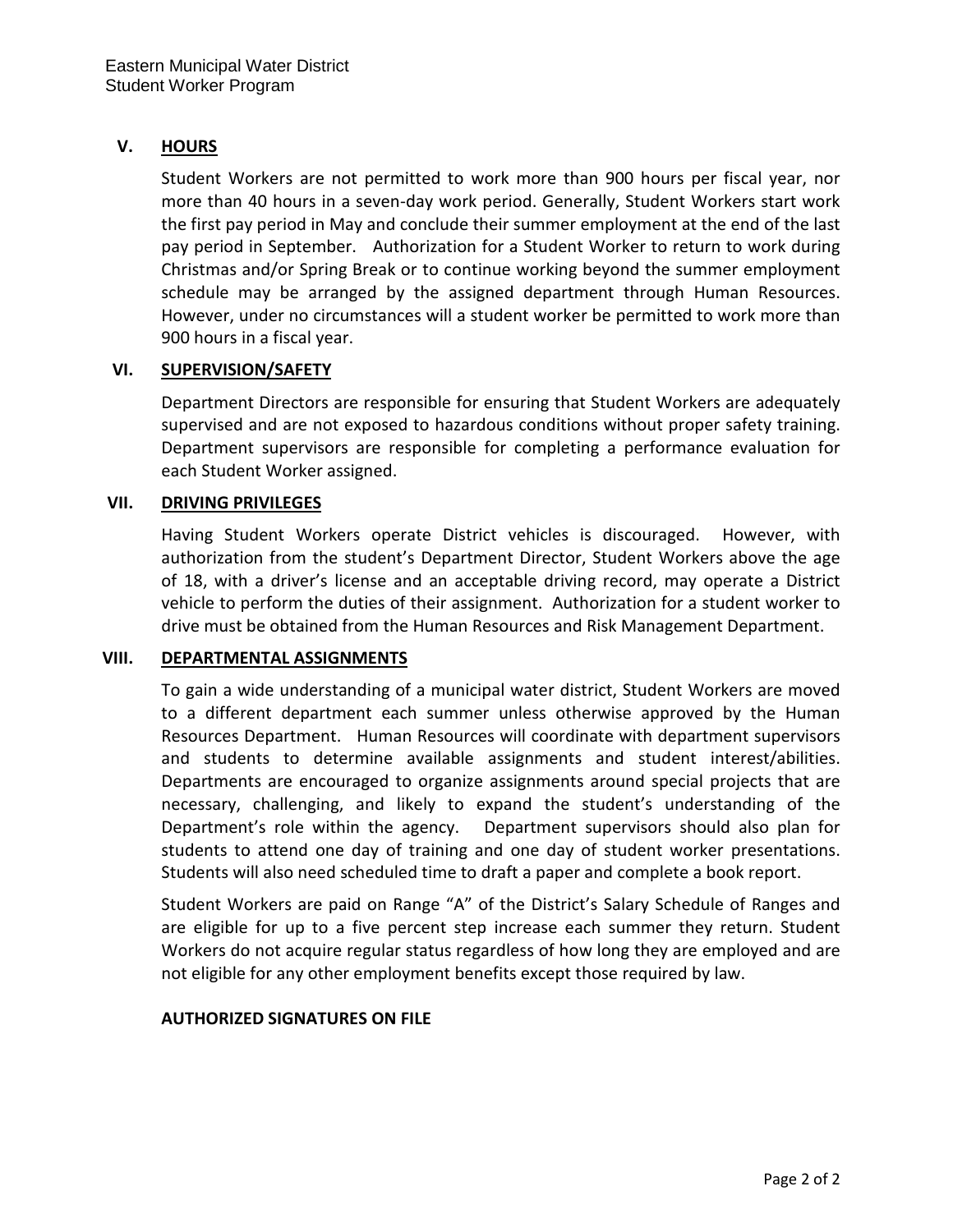## V. HOURS

Student Workers are not permitted to work more than 900 hours per fiscal year, nor more than 40 hours in a seven-day work period. Generally, Student Workers start work the first pay period in May and conclude their summer employment at the end of the last pay period in September. Authorization for a Student Worker to return to work during Christmas and/or Spring Break or to continue working beyond the summer employment schedule may be arranged by the assigned department through Human Resources. However, under no circumstances will a student worker be permitted to work more than 900 hours in a fiscal year.

## VI. SUPERVISION/SAFETY

Department Directors are responsible for ensuring that Student Workers are adequately supervised and are not exposed to hazardous conditions without proper safety training. Department supervisors are responsible for completing a performance evaluation for each Student Worker assigned.

## VII. DRIVING PRIVILEGES

Having Student Workers operate District vehicles is discouraged. However, with authorization from the student's Department Director, Student Workers above the age of 18, with a driver's license and an acceptable driving record, may operate a District vehicle to perform the duties of their assignment. Authorization for a student worker to drive must be obtained from the Human Resources and Risk Management Department.

## VIII. DEPARTMENTAL ASSIGNMENTS

To gain a wide understanding of a municipal water district, Student Workers are moved to a different department each summer unless otherwise approved by the Human Resources Department. Human Resources will coordinate with department supervisors and students to determine available assignments and student interest/abilities. Departments are encouraged to organize assignments around special projects that are necessary, challenging, and likely to expand the student's understanding of the Department's role within the agency. Department supervisors should also plan for students to attend one day of training and one day of student worker presentations. Students will also need scheduled time to draft a paper and complete a book report.

Student Workers are paid on Range "A" of the District's Salary Schedule of Ranges and are eligible for up to a five percent step increase each summer they return. Student Workers do not acquire regular status regardless of how long they are employed and are not eligible for any other employment benefits except those required by law.

**AUTHORIZED SIGNATURES ON FILE**